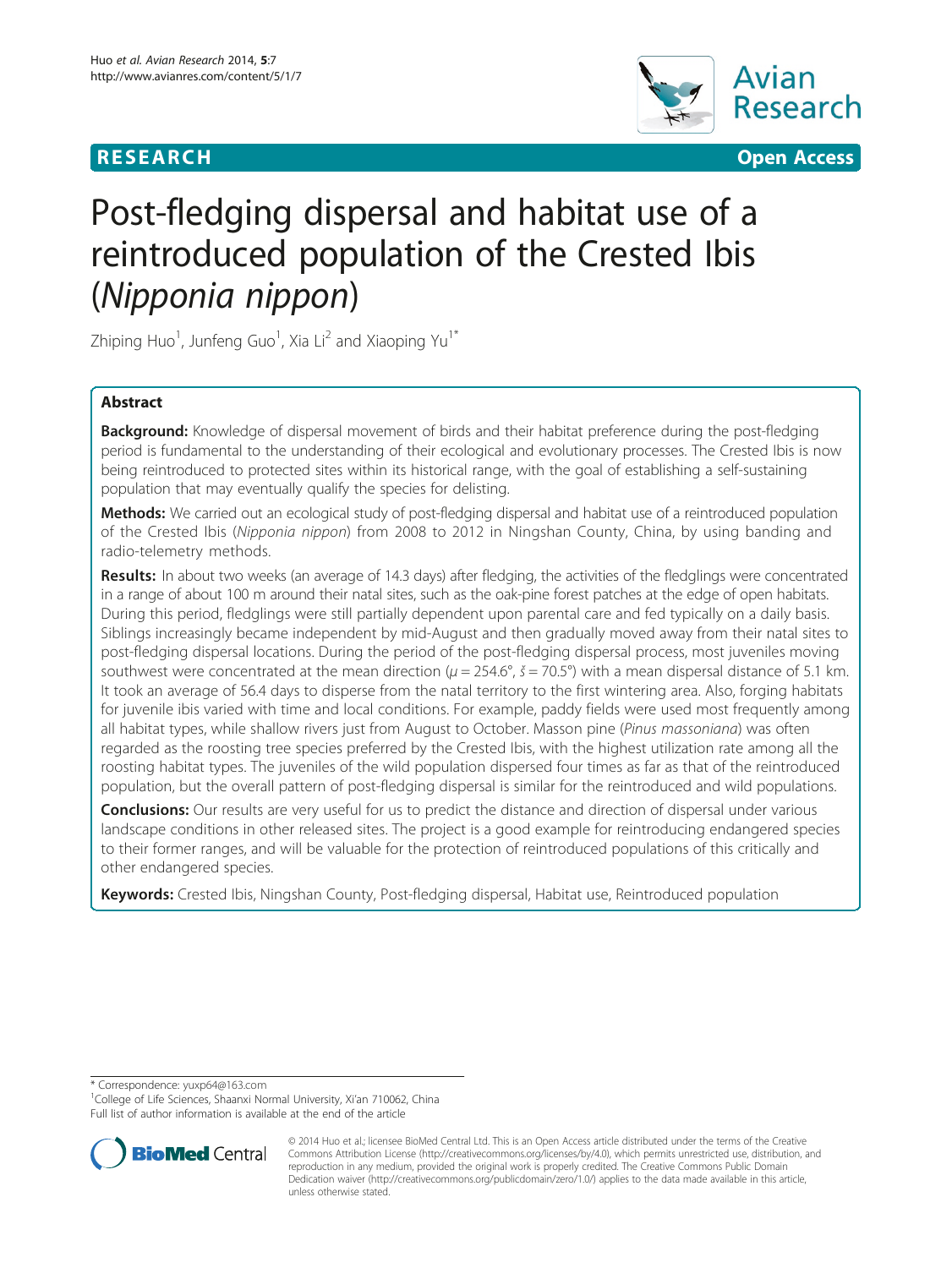**RESEARCH Open Access**

# Post-fledging dispersal and habitat use of a reintroduced population of the Crested Ibis (*Nipponia nippon*)

Zhiping Huo[1], Junfeng Guo[1], Xia Li[2] and Xiaoping Yu[1*]

## Abstract

**Background:** Knowledge of dispersal movement of birds and their habitat preference during the post-fledging period is fundamental to the understanding of their ecological and evolutionary processes. The Crested Ibis is now being reintroduced to protected sites within its historical range, with the goal of establishing a self-sustaining population that may eventually qualify the species for delisting.

**Methods:** We carried out an ecological study of post-fledging dispersal and habitat use of a reintroduced population of the Crested Ibis (*Nipponia nippon*) from 2008 to 2012 in Ningshan County, China, by using banding and radio-telemetry methods.

**Results:** In about two weeks (an average of 14.3 days) after fledging, the activities of the fledglings were concentrated in a range of about 100 m around their natal sites, such as the oak-pine forest patches at the edge of open habitats. During this period, fledglings were still partially dependent upon parental care and fed typically on a daily basis. Siblings increasingly became independent by mid-August and then gradually moved away from their natal sites to post-fledging dispersal locations. During the period of the post-fledging dispersal process, most juveniles moving southwest were concentrated at the mean direction ($\mu = 254.6°$, $\check{s} = 70.5°$) with a mean dispersal distance of 5.1 km. It took an average of 56.4 days to disperse from the natal territory to the first wintering area. Also, forging habitats for juvenile ibis varied with time and local conditions. For example, paddy fields were used most frequently among all habitat types, while shallow rivers just from August to October. Masson pine (*Pinus massoniana*) was often regarded as the roosting tree species preferred by the Crested Ibis, with the highest utilization rate among all the roosting habitat types. The juveniles of the wild population dispersed four times as far as that of the reintroduced population, but the overall pattern of post-fledging dispersal is similar for the reintroduced and wild populations.

**Conclusions:** Our results are very useful for us to predict the distance and direction of dispersal under various landscape conditions in other released sites. The project is a good example for reintroducing endangered species to their former ranges, and will be valuable for the protection of reintroduced populations of this critically and other endangered species.

**Keywords:** Crested Ibis, Ningshan County, Post-fledging dispersal, Habitat use, Reintroduced population

---

* Correspondence: yuxp64@163.com
[1]College of Life Sciences, Shaanxi Normal University, Xi'an 710062, China
Full list of author information is available at the end of the article

© 2014 Huo et al.; licensee BioMed Central Ltd. This is an Open Access article distributed under the terms of the Creative Commons Attribution License (http://creativecommons.org/licenses/by/4.0), which permits unrestricted use, distribution, and reproduction in any medium, provided the original work is properly credited. The Creative Commons Public Domain Dedication waiver (http://creativecommons.org/publicdomain/zero/1.0/) applies to the data made available in this article, unless otherwise stated.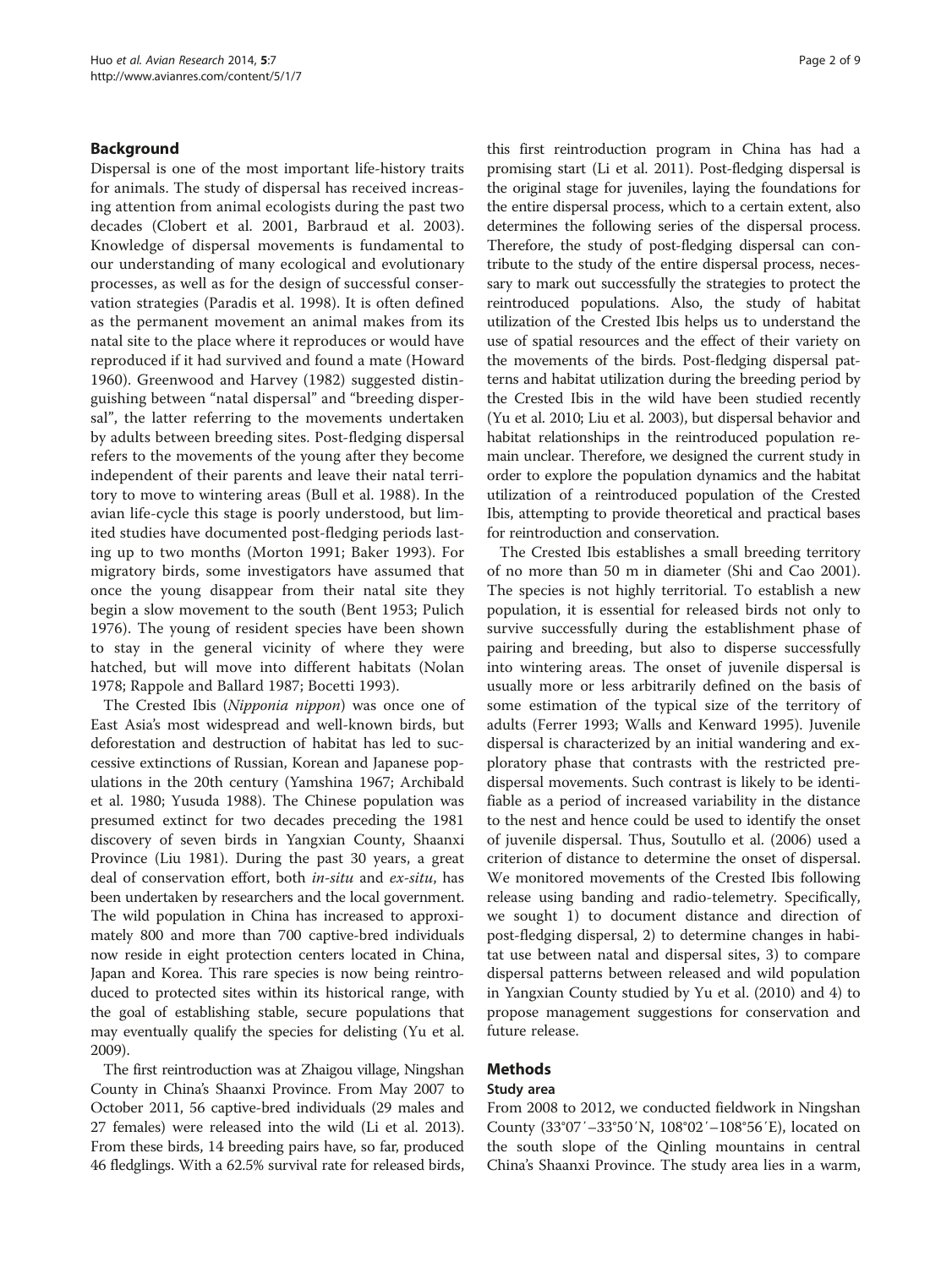## Background

Dispersal is one of the most important life-history traits for animals. The study of dispersal has received increasing attention from animal ecologists during the past two decades (Clobert et al. 2001, Barbraud et al. 2003). Knowledge of dispersal movements is fundamental to our understanding of many ecological and evolutionary processes, as well as for the design of successful conservation strategies (Paradis et al. 1998). It is often defined as the permanent movement an animal makes from its natal site to the place where it reproduces or would have reproduced if it had survived and found a mate (Howard 1960). Greenwood and Harvey (1982) suggested distinguishing between "natal dispersal" and "breeding dispersal", the latter referring to the movements undertaken by adults between breeding sites. Post-fledging dispersal refers to the movements of the young after they become independent of their parents and leave their natal territory to move to wintering areas (Bull et al. 1988). In the avian life-cycle this stage is poorly understood, but limited studies have documented post-fledging periods lasting up to two months (Morton 1991; Baker 1993). For migratory birds, some investigators have assumed that once the young disappear from their natal site they begin a slow movement to the south (Bent 1953; Pulich 1976). The young of resident species have been shown to stay in the general vicinity of where they were hatched, but will move into different habitats (Nolan 1978; Rappole and Ballard 1987; Bocetti 1993).

The Crested Ibis (*Nipponia nippon*) was once one of East Asia's most widespread and well-known birds, but deforestation and destruction of habitat has led to successive extinctions of Russian, Korean and Japanese populations in the 20th century (Yamshina 1967; Archibald et al. 1980; Yusuda 1988). The Chinese population was presumed extinct for two decades preceding the 1981 discovery of seven birds in Yangxian County, Shaanxi Province (Liu 1981). During the past 30 years, a great deal of conservation effort, both *in-situ* and *ex-situ*, has been undertaken by researchers and the local government. The wild population in China has increased to approximately 800 and more than 700 captive-bred individuals now reside in eight protection centers located in China, Japan and Korea. This rare species is now being reintroduced to protected sites within its historical range, with the goal of establishing stable, secure populations that may eventually qualify the species for delisting (Yu et al. 2009).

The first reintroduction was at Zhaigou village, Ningshan County in China's Shaanxi Province. From May 2007 to October 2011, 56 captive-bred individuals (29 males and 27 females) were released into the wild (Li et al. 2013). From these birds, 14 breeding pairs have, so far, produced 46 fledglings. With a 62.5% survival rate for released birds, this first reintroduction program in China has had a promising start (Li et al. 2011). Post-fledging dispersal is the original stage for juveniles, laying the foundations for the entire dispersal process, which to a certain extent, also determines the following series of the dispersal process. Therefore, the study of post-fledging dispersal can contribute to the study of the entire dispersal process, necessary to mark out successfully the strategies to protect the reintroduced populations. Also, the study of habitat utilization of the Crested Ibis helps us to understand the use of spatial resources and the effect of their variety on the movements of the birds. Post-fledging dispersal patterns and habitat utilization during the breeding period by the Crested Ibis in the wild have been studied recently (Yu et al. 2010; Liu et al. 2003), but dispersal behavior and habitat relationships in the reintroduced population remain unclear. Therefore, we designed the current study in order to explore the population dynamics and the habitat utilization of a reintroduced population of the Crested Ibis, attempting to provide theoretical and practical bases for reintroduction and conservation.

The Crested Ibis establishes a small breeding territory of no more than 50 m in diameter (Shi and Cao 2001). The species is not highly territorial. To establish a new population, it is essential for released birds not only to survive successfully during the establishment phase of pairing and breeding, but also to disperse successfully into wintering areas. The onset of juvenile dispersal is usually more or less arbitrarily defined on the basis of some estimation of the typical size of the territory of adults (Ferrer 1993; Walls and Kenward 1995). Juvenile dispersal is characterized by an initial wandering and exploratory phase that contrasts with the restricted pre-dispersal movements. Such contrast is likely to be identifiable as a period of increased variability in the distance to the nest and hence could be used to identify the onset of juvenile dispersal. Thus, Soutullo et al. (2006) used a criterion of distance to determine the onset of dispersal. We monitored movements of the Crested Ibis following release using banding and radio-telemetry. Specifically, we sought 1) to document distance and direction of post-fledging dispersal, 2) to determine changes in habitat use between natal and dispersal sites, 3) to compare dispersal patterns between released and wild population in Yangxian County studied by Yu et al. (2010) and 4) to propose management suggestions for conservation and future release.

## Methods

### Study area

From 2008 to 2012, we conducted fieldwork in Ningshan County (33°07′–33°50′N, 108°02′–108°56′E), located on the south slope of the Qinling mountains in central China's Shaanxi Province. The study area lies in a warm,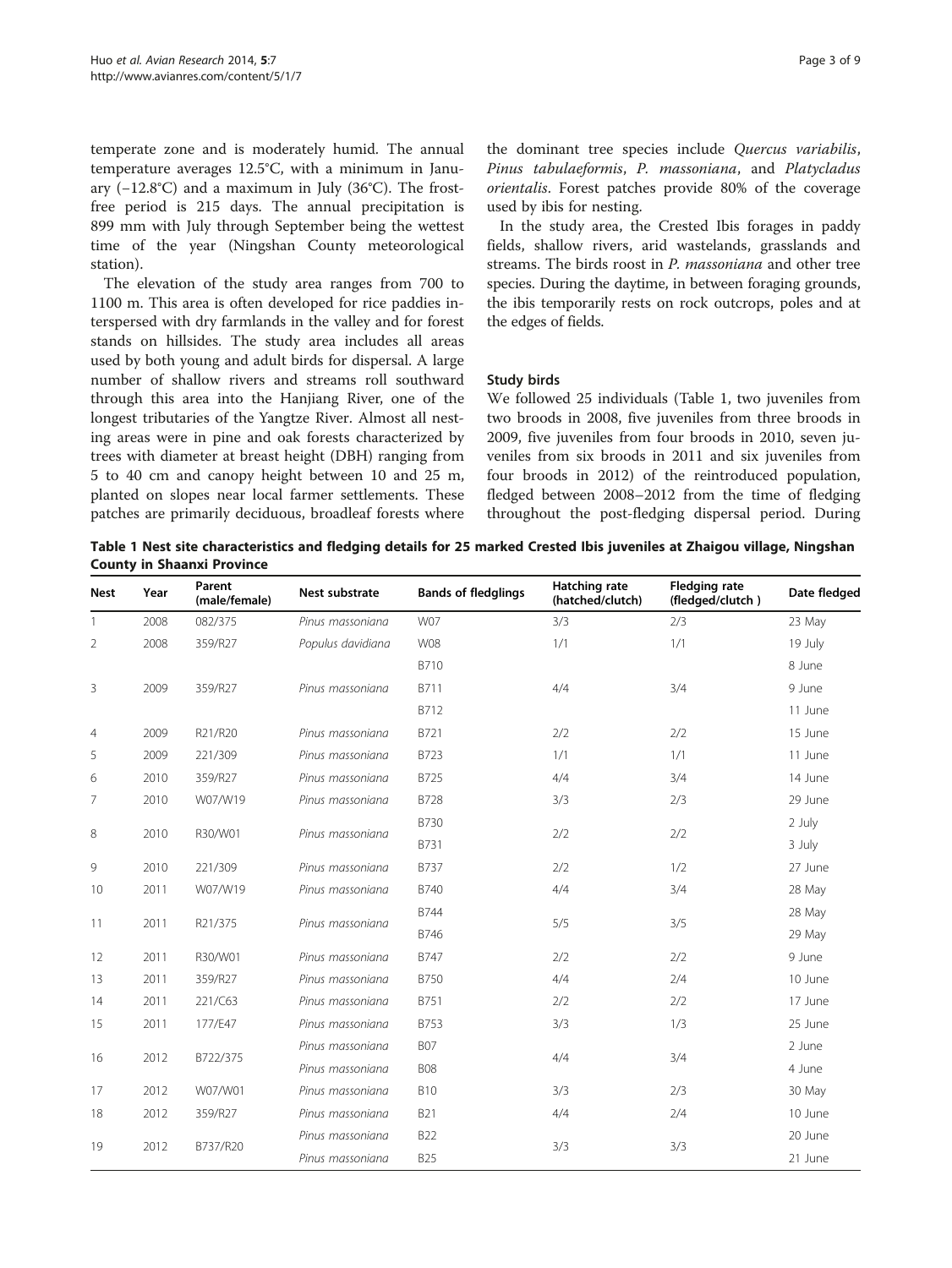temperate zone and is moderately humid. The annual temperature averages 12.5°C, with a minimum in January (−12.8°C) and a maximum in July (36°C). The frost-free period is 215 days. The annual precipitation is 899 mm with July through September being the wettest time of the year (Ningshan County meteorological station).

The elevation of the study area ranges from 700 to 1100 m. This area is often developed for rice paddies interspersed with dry farmlands in the valley and for forest stands on hillsides. The study area includes all areas used by both young and adult birds for dispersal. A large number of shallow rivers and streams roll southward through this area into the Hanjiang River, one of the longest tributaries of the Yangtze River. Almost all nesting areas were in pine and oak forests characterized by trees with diameter at breast height (DBH) ranging from 5 to 40 cm and canopy height between 10 and 25 m, planted on slopes near local farmer settlements. These patches are primarily deciduous, broadleaf forests where the dominant tree species include *Quercus variabilis*, *Pinus tabulaeformis*, *P. massoniana*, and *Platycladus orientalis*. Forest patches provide 80% of the coverage used by ibis for nesting.

In the study area, the Crested Ibis forages in paddy fields, shallow rivers, arid wastelands, grasslands and streams. The birds roost in *P. massoniana* and other tree species. During the daytime, in between foraging grounds, the ibis temporarily rests on rock outcrops, poles and at the edges of fields.

### Study birds

We followed 25 individuals (Table 1, two juveniles from two broods in 2008, five juveniles from three broods in 2009, five juveniles from four broods in 2010, seven juveniles from six broods in 2011 and six juveniles from four broods in 2012) of the reintroduced population, fledged between 2008–2012 from the time of fledging throughout the post-fledging dispersal period. During

**Table 1 Nest site characteristics and fledging details for 25 marked Crested Ibis juveniles at Zhaigou village, Ningshan County in Shaanxi Province**

| Nest | Year | Parent (male/female) | Nest substrate | Bands of fledglings | Hatching rate (hatched/clutch) | Fledging rate (fledged/clutch ) | Date fledged |
|---|---|---|---|---|---|---|---|
| 1 | 2008 | 082/375 | *Pinus massoniana* | W07 | 3/3 | 2/3 | 23 May |
| 2 | 2008 | 359/R27 | *Populus davidiana* | W08 | 1/1 | 1/1 | 19 July |
| | | | | B710 | | | 8 June |
| 3 | 2009 | 359/R27 | *Pinus massoniana* | B711 | 4/4 | 3/4 | 9 June |
| | | | | B712 | | | 11 June |
| 4 | 2009 | R21/R20 | *Pinus massoniana* | B721 | 2/2 | 2/2 | 15 June |
| 5 | 2009 | 221/309 | *Pinus massoniana* | B723 | 1/1 | 1/1 | 11 June |
| 6 | 2010 | 359/R27 | *Pinus massoniana* | B725 | 4/4 | 3/4 | 14 June |
| 7 | 2010 | W07/W19 | *Pinus massoniana* | B728 | 3/3 | 2/3 | 29 June |
| 8 | 2010 | R30/W01 | *Pinus massoniana* | B730 | 2/2 | 2/2 | 2 July |
| | | | | B731 | | | 3 July |
| 9 | 2010 | 221/309 | *Pinus massoniana* | B737 | 2/2 | 1/2 | 27 June |
| 10 | 2011 | W07/W19 | *Pinus massoniana* | B740 | 4/4 | 3/4 | 28 May |
| 11 | 2011 | R21/375 | *Pinus massoniana* | B744 | 5/5 | 3/5 | 28 May |
| | | | | B746 | | | 29 May |
| 12 | 2011 | R30/W01 | *Pinus massoniana* | B747 | 2/2 | 2/2 | 9 June |
| 13 | 2011 | 359/R27 | *Pinus massoniana* | B750 | 4/4 | 2/4 | 10 June |
| 14 | 2011 | 221/C63 | *Pinus massoniana* | B751 | 2/2 | 2/2 | 17 June |
| 15 | 2011 | 177/E47 | *Pinus massoniana* | B753 | 3/3 | 1/3 | 25 June |
| 16 | 2012 | B722/375 | *Pinus massoniana* | B07 | 4/4 | 3/4 | 2 June |
| | | | *Pinus massoniana* | B08 | | | 4 June |
| 17 | 2012 | W07/W01 | *Pinus massoniana* | B10 | 3/3 | 2/3 | 30 May |
| 18 | 2012 | 359/R27 | *Pinus massoniana* | B21 | 4/4 | 2/4 | 10 June |
| 19 | 2012 | B737/R20 | *Pinus massoniana* | B22 | 3/3 | 3/3 | 20 June |
| | | | *Pinus massoniana* | B25 | | | 21 June |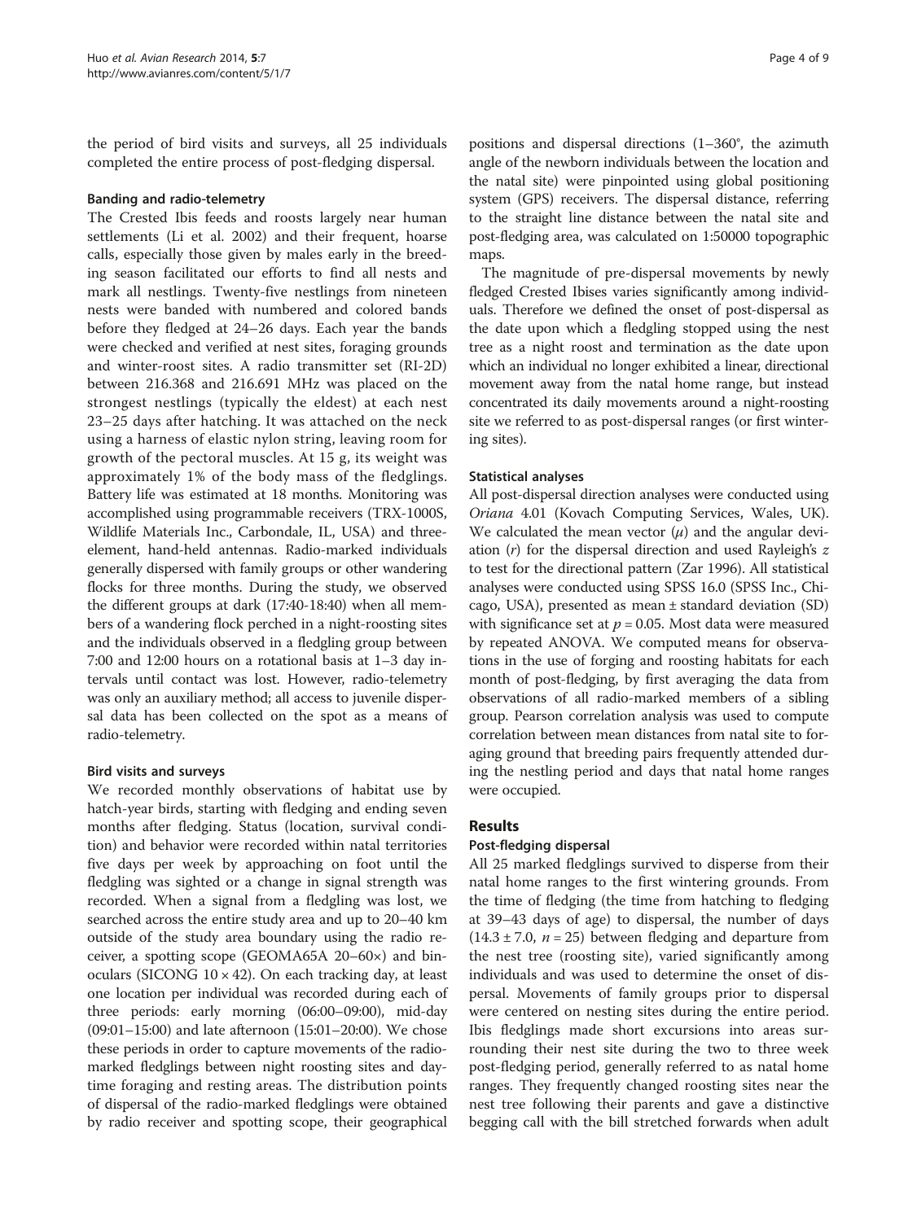the period of bird visits and surveys, all 25 individuals completed the entire process of post-fledging dispersal.

### Banding and radio-telemetry

The Crested Ibis feeds and roosts largely near human settlements (Li et al. 2002) and their frequent, hoarse calls, especially those given by males early in the breeding season facilitated our efforts to find all nests and mark all nestlings. Twenty-five nestlings from nineteen nests were banded with numbered and colored bands before they fledged at 24–26 days. Each year the bands were checked and verified at nest sites, foraging grounds and winter-roost sites. A radio transmitter set (RI-2D) between 216.368 and 216.691 MHz was placed on the strongest nestlings (typically the eldest) at each nest 23–25 days after hatching. It was attached on the neck using a harness of elastic nylon string, leaving room for growth of the pectoral muscles. At 15 g, its weight was approximately 1% of the body mass of the fledglings. Battery life was estimated at 18 months. Monitoring was accomplished using programmable receivers (TRX-1000S, Wildlife Materials Inc., Carbondale, IL, USA) and three-element, hand-held antennas. Radio-marked individuals generally dispersed with family groups or other wandering flocks for three months. During the study, we observed the different groups at dark (17:40-18:40) when all members of a wandering flock perched in a night-roosting sites and the individuals observed in a fledgling group between 7:00 and 12:00 hours on a rotational basis at 1–3 day intervals until contact was lost. However, radio-telemetry was only an auxiliary method; all access to juvenile dispersal data has been collected on the spot as a means of radio-telemetry.

### Bird visits and surveys

We recorded monthly observations of habitat use by hatch-year birds, starting with fledging and ending seven months after fledging. Status (location, survival condition) and behavior were recorded within natal territories five days per week by approaching on foot until the fledgling was sighted or a change in signal strength was recorded. When a signal from a fledgling was lost, we searched across the entire study area and up to 20–40 km outside of the study area boundary using the radio receiver, a spotting scope (GEOMA65A 20–60×) and binoculars (SICONG 10 × 42). On each tracking day, at least one location per individual was recorded during each of three periods: early morning (06:00–09:00), mid-day (09:01–15:00) and late afternoon (15:01–20:00). We chose these periods in order to capture movements of the radio-marked fledglings between night roosting sites and daytime foraging and resting areas. The distribution points of dispersal of the radio-marked fledglings were obtained by radio receiver and spotting scope, their geographical positions and dispersal directions (1–360°, the azimuth angle of the newborn individuals between the location and the natal site) were pinpointed using global positioning system (GPS) receivers. The dispersal distance, referring to the straight line distance between the natal site and post-fledging area, was calculated on 1:50000 topographic maps.

The magnitude of pre-dispersal movements by newly fledged Crested Ibises varies significantly among individuals. Therefore we defined the onset of post-dispersal as the date upon which a fledgling stopped using the nest tree as a night roost and termination as the date upon which an individual no longer exhibited a linear, directional movement away from the natal home range, but instead concentrated its daily movements around a night-roosting site we referred to as post-dispersal ranges (or first wintering sites).

### Statistical analyses

All post-dispersal direction analyses were conducted using *Oriana* 4.01 (Kovach Computing Services, Wales, UK). We calculated the mean vector ($\mu$) and the angular deviation ($r$) for the dispersal direction and used Rayleigh's $z$ to test for the directional pattern (Zar 1996). All statistical analyses were conducted using SPSS 16.0 (SPSS Inc., Chicago, USA), presented as mean ± standard deviation (SD) with significance set at $p = 0.05$. Most data were measured by repeated ANOVA. We computed means for observations in the use of forging and roosting habitats for each month of post-fledging, by first averaging the data from observations of all radio-marked members of a sibling group. Pearson correlation analysis was used to compute correlation between mean distances from natal site to foraging ground that breeding pairs frequently attended during the nestling period and days that natal home ranges were occupied.

## Results

### Post-fledging dispersal

All 25 marked fledglings survived to disperse from their natal home ranges to the first wintering grounds. From the time of fledging (the time from hatching to fledging at 39–43 days of age) to dispersal, the number of days ($14.3 \pm 7.0$, $n = 25$) between fledging and departure from the nest tree (roosting site), varied significantly among individuals and was used to determine the onset of dispersal. Movements of family groups prior to dispersal were centered on nesting sites during the entire period. Ibis fledglings made short excursions into areas surrounding their nest site during the two to three week post-fledging period, generally referred to as natal home ranges. They frequently changed roosting sites near the nest tree following their parents and gave a distinctive begging call with the bill stretched forwards when adult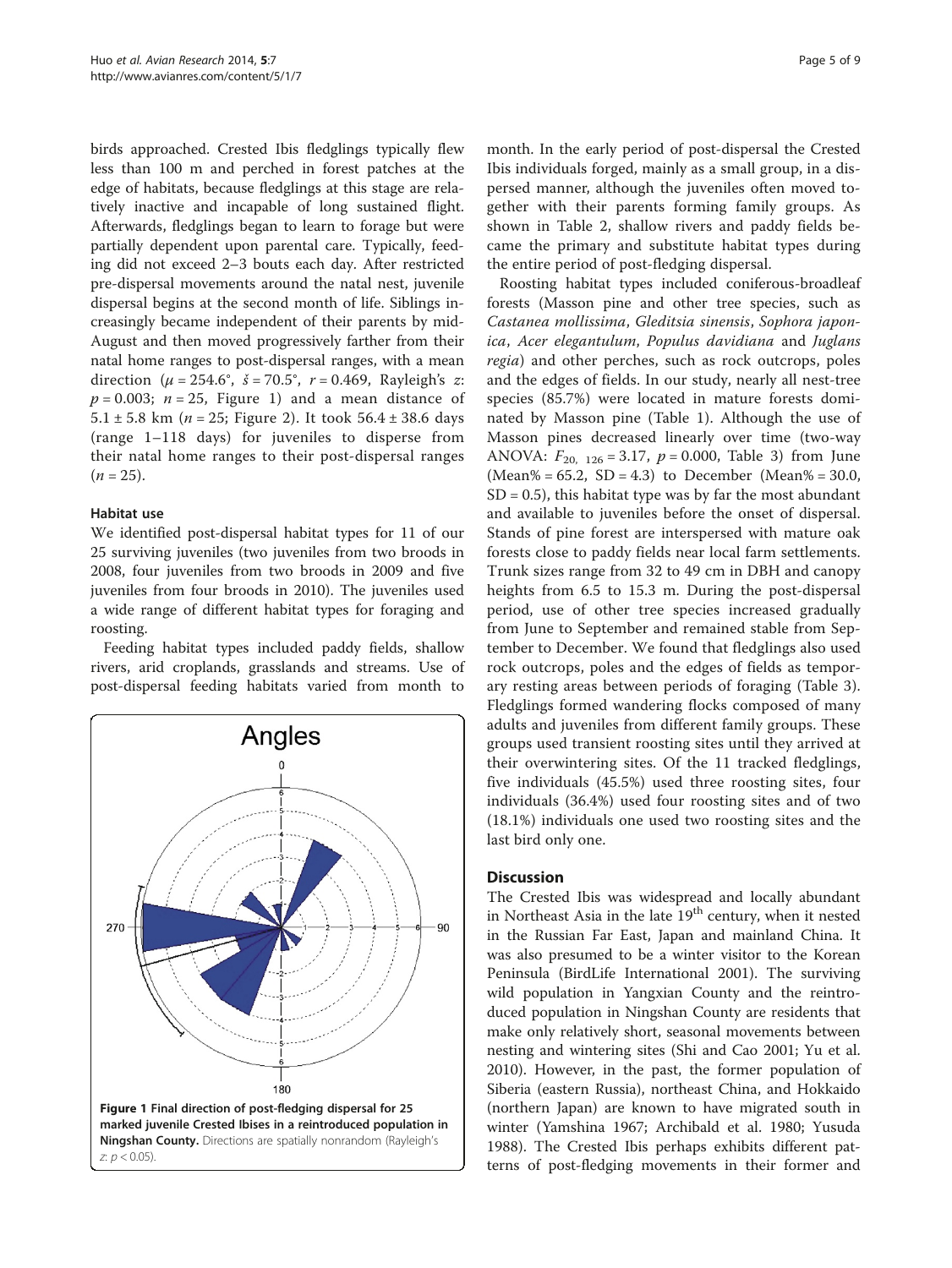birds approached. Crested Ibis fledglings typically flew less than 100 m and perched in forest patches at the edge of habitats, because fledglings at this stage are relatively inactive and incapable of long sustained flight. Afterwards, fledglings began to learn to forage but were partially dependent upon parental care. Typically, feeding did not exceed 2–3 bouts each day. After restricted pre-dispersal movements around the natal nest, juvenile dispersal begins at the second month of life. Siblings increasingly became independent of their parents by mid-August and then moved progressively farther from their natal home ranges to post-dispersal ranges, with a mean direction ($\mu = 254.6°$, $\check{s} = 70.5°$, $r = 0.469$, Rayleigh's $z$: $p = 0.003$; $n = 25$, Figure 1) and a mean distance of $5.1 \pm 5.8$ km ($n = 25$; Figure 2). It took $56.4 \pm 38.6$ days (range 1–118 days) for juveniles to disperse from their natal home ranges to their post-dispersal ranges ($n = 25$).

### Habitat use

We identified post-dispersal habitat types for 11 of our 25 surviving juveniles (two juveniles from two broods in 2008, four juveniles from two broods in 2009 and five juveniles from four broods in 2010). The juveniles used a wide range of different habitat types for foraging and roosting.

Feeding habitat types included paddy fields, shallow rivers, arid croplands, grasslands and streams. Use of post-dispersal feeding habitats varied from month to month. In the early period of post-dispersal the Crested Ibis individuals forged, mainly as a small group, in a dispersed manner, although the juveniles often moved together with their parents forming family groups. As shown in Table 2, shallow rivers and paddy fields became the primary and substitute habitat types during the entire period of post-fledging dispersal.

Figure 1 Final direction of post-fledging dispersal for 25 marked juvenile Crested Ibises in a reintroduced population in Ningshan County. Directions are spatially nonrandom (Rayleigh's $z$: $p < 0.05$).

Roosting habitat types included coniferous-broadleaf forests (Masson pine and other tree species, such as *Castanea mollissima*, *Gleditsia sinensis*, *Sophora japonica*, *Acer elegantulum*, *Populus davidiana* and *Juglans regia*) and other perches, such as rock outcrops, poles and the edges of fields. In our study, nearly all nest-tree species (85.7%) were located in mature forests dominated by Masson pine (Table 1). Although the use of Masson pines decreased linearly over time (two-way ANOVA: $F_{20,\ 126} = 3.17$, $p = 0.000$, Table 3) from June (Mean% = 65.2, SD = 4.3) to December (Mean% = 30.0, SD = 0.5), this habitat type was by far the most abundant and available to juveniles before the onset of dispersal. Stands of pine forest are interspersed with mature oak forests close to paddy fields near local farm settlements. Trunk sizes range from 32 to 49 cm in DBH and canopy heights from 6.5 to 15.3 m. During the post-dispersal period, use of other tree species increased gradually from June to September and remained stable from September to December. We found that fledglings also used rock outcrops, poles and the edges of fields as temporary resting areas between periods of foraging (Table 3). Fledglings formed wandering flocks composed of many adults and juveniles from different family groups. These groups used transient roosting sites until they arrived at their overwintering sites. Of the 11 tracked fledglings, five individuals (45.5%) used three roosting sites, four individuals (36.4%) used four roosting sites and of two (18.1%) individuals one used two roosting sites and the last bird only one.

## Discussion

The Crested Ibis was widespread and locally abundant in Northeast Asia in the late 19[th] century, when it nested in the Russian Far East, Japan and mainland China. It was also presumed to be a winter visitor to the Korean Peninsula (BirdLife International 2001). The surviving wild population in Yangxian County and the reintroduced population in Ningshan County are residents that make only relatively short, seasonal movements between nesting and wintering sites (Shi and Cao 2001; Yu et al. 2010). However, in the past, the former population of Siberia (eastern Russia), northeast China, and Hokkaido (northern Japan) are known to have migrated south in winter (Yamshina 1967; Archibald et al. 1980; Yusuda 1988). The Crested Ibis perhaps exhibits different patterns of post-fledging movements in their former and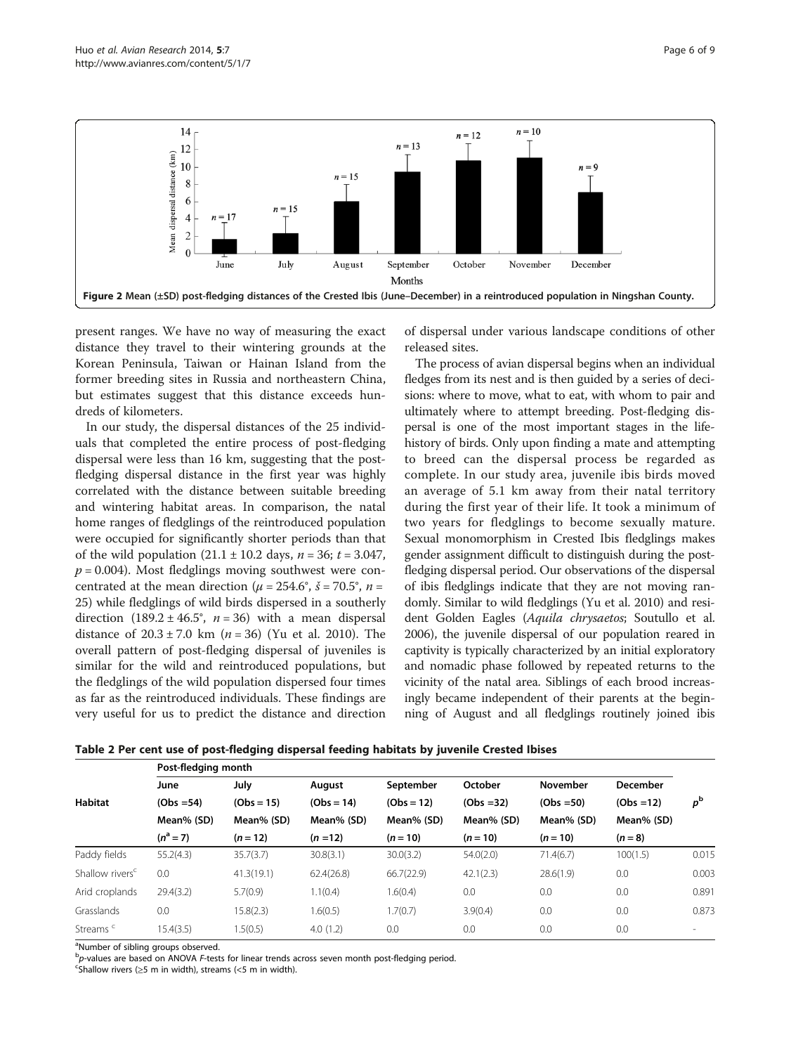Figure 2 Mean (±SD) post-fledging distances of the Crested Ibis (June–December) in a reintroduced population in Ningshan County.

present ranges. We have no way of measuring the exact distance they travel to their wintering grounds at the Korean Peninsula, Taiwan or Hainan Island from the former breeding sites in Russia and northeastern China, but estimates suggest that this distance exceeds hundreds of kilometers.

In our study, the dispersal distances of the 25 individuals that completed the entire process of post-fledging dispersal were less than 16 km, suggesting that the post-fledging dispersal distance in the first year was highly correlated with the distance between suitable breeding and wintering habitat areas. In comparison, the natal home ranges of fledglings of the reintroduced population were occupied for significantly shorter periods than that of the wild population (21.1 ± 10.2 days, $n = 36$; $t = 3.047$, $p = 0.004$). Most fledglings moving southwest were concentrated at the mean direction ($\mu = 254.6°$, $\check{s} = 70.5°$, $n = 25$) while fledglings of wild birds dispersed in a southerly direction (189.2 ± 46.5°, $n = 36$) with a mean dispersal distance of 20.3 ± 7.0 km ($n = 36$) (Yu et al. 2010). The overall pattern of post-fledging dispersal of juveniles is similar for the wild and reintroduced populations, but the fledglings of the wild population dispersed four times as far as the reintroduced individuals. These findings are very useful for us to predict the distance and direction of dispersal under various landscape conditions of other released sites.

The process of avian dispersal begins when an individual fledges from its nest and is then guided by a series of decisions: where to move, what to eat, with whom to pair and ultimately where to attempt breeding. Post-fledging dispersal is one of the most important stages in the life-history of birds. Only upon finding a mate and attempting to breed can the dispersal process be regarded as complete. In our study area, juvenile ibis birds moved an average of 5.1 km away from their natal territory during the first year of their life. It took a minimum of two years for fledglings to become sexually mature. Sexual monomorphism in Crested Ibis fledglings makes gender assignment difficult to distinguish during the post-fledging dispersal period. Our observations of the dispersal of ibis fledglings indicate that they are not moving randomly. Similar to wild fledglings (Yu et al. 2010) and resident Golden Eagles (*Aquila chrysaetos*; Soutullo et al. 2006), the juvenile dispersal of our population reared in captivity is typically characterized by an initial exploratory and nomadic phase followed by repeated returns to the vicinity of the natal area. Siblings of each brood increasingly became independent of their parents at the beginning of August and all fledglings routinely joined ibis

**Table 2 Per cent use of post-fledging dispersal feeding habitats by juvenile Crested Ibises**

| Habitat | Post-fledging month | | | | | | | $p$[b] |
|---|---|---|---|---|---|---|---|---|
| | June (Obs =54) Mean% (SD) ($n$[a] = 7) | July (Obs = 15) Mean% (SD) ($n$ = 12) | August (Obs = 14) Mean% (SD) ($n$ =12) | September (Obs = 12) Mean% (SD) ($n$ = 10) | October (Obs =32) Mean% (SD) ($n$ = 10) | November (Obs =50) Mean% (SD) ($n$ = 10) | December (Obs =12) Mean% (SD) ($n$ = 8) | |
| Paddy fields | 55.2(4.3) | 35.7(3.7) | 30.8(3.1) | 30.0(3.2) | 54.0(2.0) | 71.4(6.7) | 100(1.5) | 0.015 |
| Shallow rivers[c] | 0.0 | 41.3(19.1) | 62.4(26.8) | 66.7(22.9) | 42.1(2.3) | 28.6(1.9) | 0.0 | 0.003 |
| Arid croplands | 29.4(3.2) | 5.7(0.9) | 1.1(0.4) | 1.6(0.4) | 0.0 | 0.0 | 0.0 | 0.891 |
| Grasslands | 0.0 | 15.8(2.3) | 1.6(0.5) | 1.7(0.7) | 3.9(0.4) | 0.0 | 0.0 | 0.873 |
| Streams [c] | 15.4(3.5) | 1.5(0.5) | 4.0 (1.2) | 0.0 | 0.0 | 0.0 | 0.0 | - |

[a]Number of sibling groups observed.
[b]$p$-values are based on ANOVA $F$-tests for linear trends across seven month post-fledging period.
[c]Shallow rivers (≥5 m in width), streams (<5 m in width).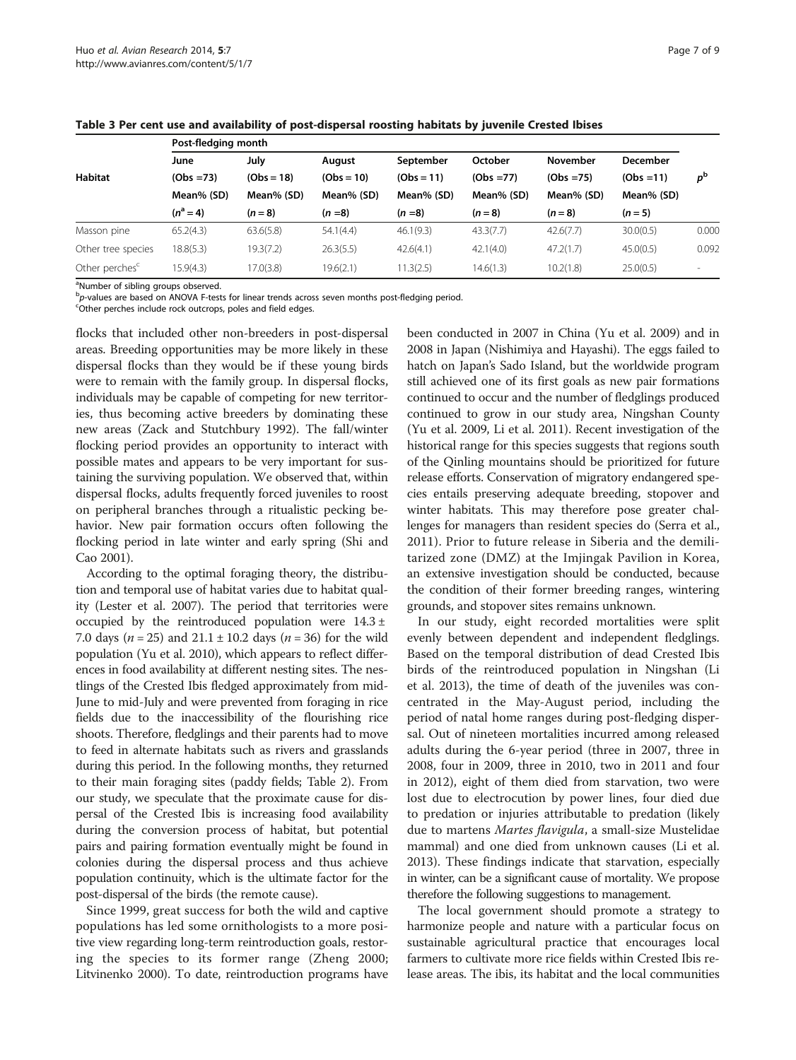**Table 3 Per cent use and availability of post-dispersal roosting habitats by juvenile Crested Ibises**

| Habitat | Post-fledging month | | | | | | | $p^b$ |
|---|---|---|---|---|---|---|---|---|
| | June (Obs =73) Mean% (SD) ($n^a$ = 4) | July (Obs = 18) Mean% (SD) ($n$ = 8) | August (Obs = 10) Mean% (SD) ($n$ =8) | September (Obs = 11) Mean% (SD) ($n$ =8) | October (Obs =77) Mean% (SD) ($n$ = 8) | November (Obs =75) Mean% (SD) ($n$ = 8) | December (Obs =11) Mean% (SD) ($n$ = 5) | |
| Masson pine | 65.2(4.3) | 63.6(5.8) | 54.1(4.4) | 46.1(9.3) | 43.3(7.7) | 42.6(7.7) | 30.0(0.5) | 0.000 |
| Other tree species | 18.8(5.3) | 19.3(7.2) | 26.3(5.5) | 42.6(4.1) | 42.1(4.0) | 47.2(1.7) | 45.0(0.5) | 0.092 |
| Other perches[c] | 15.9(4.3) | 17.0(3.8) | 19.6(2.1) | 11.3(2.5) | 14.6(1.3) | 10.2(1.8) | 25.0(0.5) | - |

[a]Number of sibling groups observed.
[b]$p$-values are based on ANOVA F-tests for linear trends across seven months post-fledging period.
[c]Other perches include rock outcrops, poles and field edges.

flocks that included other non-breeders in post-dispersal areas. Breeding opportunities may be more likely in these dispersal flocks than they would be if these young birds were to remain with the family group. In dispersal flocks, individuals may be capable of competing for new territories, thus becoming active breeders by dominating these new areas (Zack and Stutchbury 1992). The fall/winter flocking period provides an opportunity to interact with possible mates and appears to be very important for sustaining the surviving population. We observed that, within dispersal flocks, adults frequently forced juveniles to roost on peripheral branches through a ritualistic pecking behavior. New pair formation occurs often following the flocking period in late winter and early spring (Shi and Cao 2001).

According to the optimal foraging theory, the distribution and temporal use of habitat varies due to habitat quality (Lester et al. 2007). The period that territories were occupied by the reintroduced population were 14.3 ± 7.0 days ($n$ = 25) and 21.1 ± 10.2 days ($n$ = 36) for the wild population (Yu et al. 2010), which appears to reflect differences in food availability at different nesting sites. The nestlings of the Crested Ibis fledged approximately from mid-June to mid-July and were prevented from foraging in rice fields due to the inaccessibility of the flourishing rice shoots. Therefore, fledglings and their parents had to move to feed in alternate habitats such as rivers and grasslands during this period. In the following months, they returned to their main foraging sites (paddy fields; Table 2). From our study, we speculate that the proximate cause for dispersal of the Crested Ibis is increasing food availability during the conversion process of habitat, but potential pairs and pairing formation eventually might be found in colonies during the dispersal process and thus achieve population continuity, which is the ultimate factor for the post-dispersal of the birds (the remote cause).

Since 1999, great success for both the wild and captive populations has led some ornithologists to a more positive view regarding long-term reintroduction goals, restoring the species to its former range (Zheng 2000; Litvinenko 2000). To date, reintroduction programs have been conducted in 2007 in China (Yu et al. 2009) and in 2008 in Japan (Nishimiya and Hayashi). The eggs failed to hatch on Japan's Sado Island, but the worldwide program still achieved one of its first goals as new pair formations continued to occur and the number of fledglings produced continued to grow in our study area, Ningshan County (Yu et al. 2009, Li et al. 2011). Recent investigation of the historical range for this species suggests that regions south of the Qinling mountains should be prioritized for future release efforts. Conservation of migratory endangered species entails preserving adequate breeding, stopover and winter habitats. This may therefore pose greater challenges for managers than resident species do (Serra et al., 2011). Prior to future release in Siberia and the demilitarized zone (DMZ) at the Imjingak Pavilion in Korea, an extensive investigation should be conducted, because the condition of their former breeding ranges, wintering grounds, and stopover sites remains unknown.

In our study, eight recorded mortalities were split evenly between dependent and independent fledglings. Based on the temporal distribution of dead Crested Ibis birds of the reintroduced population in Ningshan (Li et al. 2013), the time of death of the juveniles was concentrated in the May-August period, including the period of natal home ranges during post-fledging dispersal. Out of nineteen mortalities incurred among released adults during the 6-year period (three in 2007, three in 2008, four in 2009, three in 2010, two in 2011 and four in 2012), eight of them died from starvation, two were lost due to electrocution by power lines, four died due to predation or injuries attributable to predation (likely due to martens *Martes flavigula*, a small-size Mustelidae mammal) and one died from unknown causes (Li et al. 2013). These findings indicate that starvation, especially in winter, can be a significant cause of mortality. We propose therefore the following suggestions to management.

The local government should promote a strategy to harmonize people and nature with a particular focus on sustainable agricultural practice that encourages local farmers to cultivate more rice fields within Crested Ibis release areas. The ibis, its habitat and the local communities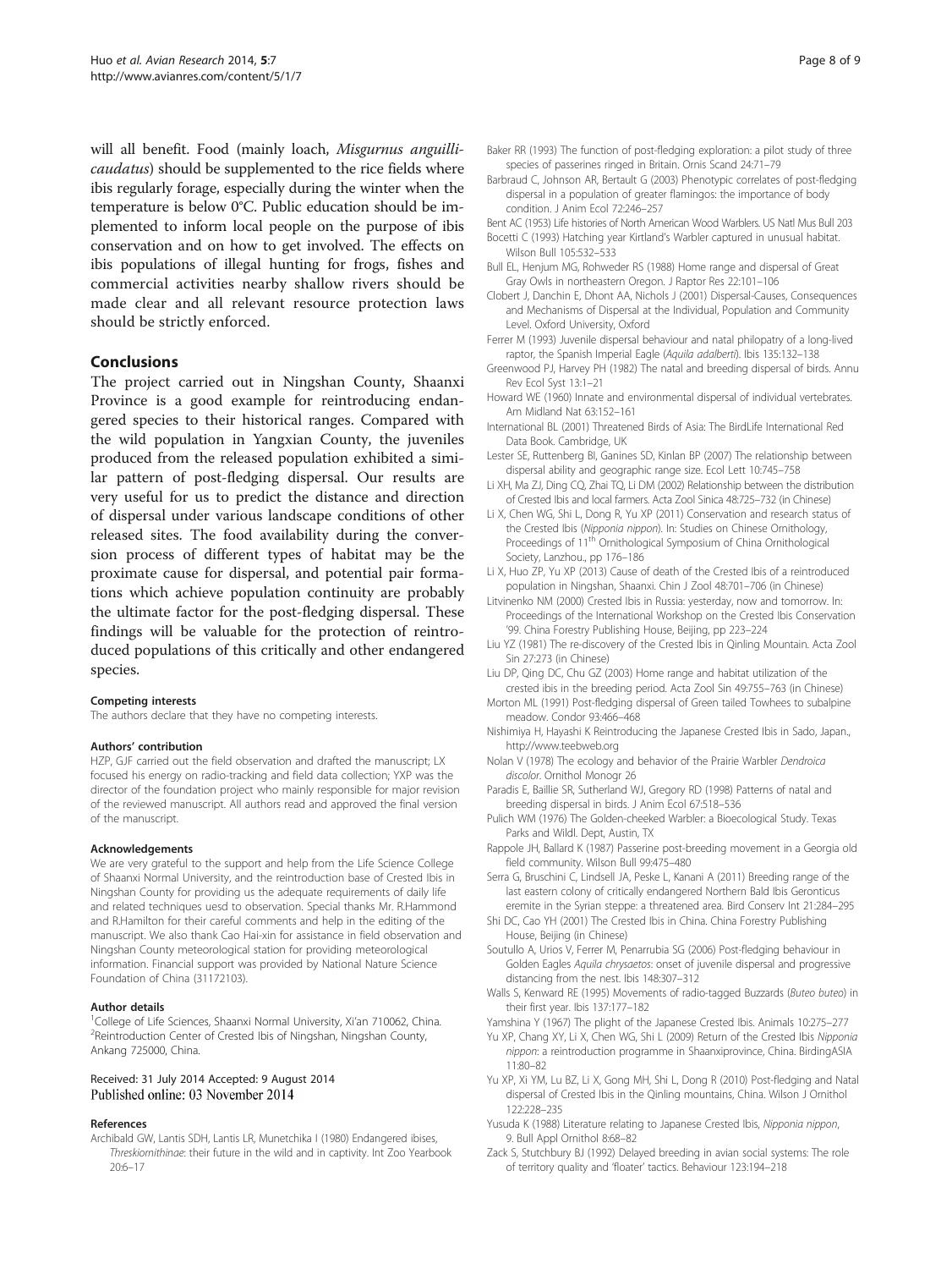will all benefit. Food (mainly loach, *Misgurnus anguillicaudatus*) should be supplemented to the rice fields where ibis regularly forage, especially during the winter when the temperature is below 0°C. Public education should be implemented to inform local people on the purpose of ibis conservation and on how to get involved. The effects on ibis populations of illegal hunting for frogs, fishes and commercial activities nearby shallow rivers should be made clear and all relevant resource protection laws should be strictly enforced.

## Conclusions

The project carried out in Ningshan County, Shaanxi Province is a good example for reintroducing endangered species to their historical ranges. Compared with the wild population in Yangxian County, the juveniles produced from the released population exhibited a similar pattern of post-fledging dispersal. Our results are very useful for us to predict the distance and direction of dispersal under various landscape conditions of other released sites. The food availability during the conversion process of different types of habitat may be the proximate cause for dispersal, and potential pair formations which achieve population continuity are probably the ultimate factor for the post-fledging dispersal. These findings will be valuable for the protection of reintroduced populations of this critically and other endangered species.

#### Competing interests

The authors declare that they have no competing interests.

#### Authors' contribution

HZP, GJF carried out the field observation and drafted the manuscript; LX focused his energy on radio-tracking and field data collection; YXP was the director of the foundation project who mainly responsible for major revision of the reviewed manuscript. All authors read and approved the final version of the manuscript.

#### Acknowledgements

We are very grateful to the support and help from the Life Science College of Shaanxi Normal University, and the reintroduction base of Crested Ibis in Ningshan County for providing us the adequate requirements of daily life and related techniques uesd to observation. Special thanks Mr. R.Hammond and R.Hamilton for their careful comments and help in the editing of the manuscript. We also thank Cao Hai-xin for assistance in field observation and Ningshan County meteorological station for providing meteorological information. Financial support was provided by National Nature Science Foundation of China (31172103).

#### Author details

[1]College of Life Sciences, Shaanxi Normal University, Xi'an 710062, China. [2]Reintroduction Center of Crested Ibis of Ningshan, Ningshan County, Ankang 725000, China.

Received: 31 July 2014 Accepted: 9 August 2014
Published online: 03 November 2014

#### References

Archibald GW, Lantis SDH, Lantis LR, Munetchika I (1980) Endangered ibises, *Threskiornithinae*: their future in the wild and in captivity. Int Zoo Yearbook 20:6–17

Baker RR (1993) The function of post-fledging exploration: a pilot study of three species of passerines ringed in Britain. Ornis Scand 24:71–79

Barbraud C, Johnson AR, Bertault G (2003) Phenotypic correlates of post-fledging dispersal in a population of greater flamingos: the importance of body condition. J Anim Ecol 72:246–257

Bent AC (1953) Life histories of North American Wood Warblers. US Natl Mus Bull 203

Bocetti C (1993) Hatching year Kirtland's Warbler captured in unusual habitat. Wilson Bull 105:532–533

Bull EL, Henjum MG, Rohweder RS (1988) Home range and dispersal of Great Gray Owls in northeastern Oregon. J Raptor Res 22:101–106

Clobert J, Danchin E, Dhont AA, Nichols J (2001) Dispersal-Causes, Consequences and Mechanisms of Dispersal at the Individual, Population and Community Level. Oxford University, Oxford

Ferrer M (1993) Juvenile dispersal behaviour and natal philopatry of a long-lived raptor, the Spanish Imperial Eagle (*Aquila adalberti*). Ibis 135:132–138

Greenwood PJ, Harvey PH (1982) The natal and breeding dispersal of birds. Annu Rev Ecol Syst 13:1–21

Howard WE (1960) Innate and environmental dispersal of individual vertebrates. Am Midland Nat 63:152–161

International BL (2001) Threatened Birds of Asia: The BirdLife International Red Data Book. Cambridge, UK

Lester SE, Ruttenberg BI, Ganines SD, Kinlan BP (2007) The relationship between dispersal ability and geographic range size. Ecol Lett 10:745–758

Li XH, Ma ZJ, Ding CQ, Zhai TQ, Li DM (2002) Relationship between the distribution of Crested Ibis and local farmers. Acta Zool Sinica 48:725–732 (in Chinese)

Li X, Chen WG, Shi L, Dong R, Yu XP (2011) Conservation and research status of the Crested Ibis (*Nipponia nippon*). In: Studies on Chinese Ornithology, Proceedings of 11[th] Ornithological Symposium of China Ornithological Society, Lanzhou., pp 176–186

Li X, Huo ZP, Yu XP (2013) Cause of death of the Crested Ibis of a reintroduced population in Ningshan, Shaanxi. Chin J Zool 48:701–706 (in Chinese)

Litvinenko NM (2000) Crested Ibis in Russia: yesterday, now and tomorrow. In: Proceedings of the International Workshop on the Crested Ibis Conservation '99. China Forestry Publishing House, Beijing, pp 223–224

Liu YZ (1981) The re-discovery of the Crested Ibis in Qinling Mountain. Acta Zool Sin 27:273 (in Chinese)

Liu DP, Qing DC, Chu GZ (2003) Home range and habitat utilization of the crested ibis in the breeding period. Acta Zool Sin 49:755–763 (in Chinese)

Morton ML (1991) Post-fledging dispersal of Green tailed Towhees to subalpine meadow. Condor 93:466–468

Nishimiya H, Hayashi K Reintroducing the Japanese Crested Ibis in Sado, Japan., http://www.teebweb.org

Nolan V (1978) The ecology and behavior of the Prairie Warbler *Dendroica discolor*. Ornithol Monogr 26

Paradis E, Baillie SR, Sutherland WJ, Gregory RD (1998) Patterns of natal and breeding dispersal in birds. J Anim Ecol 67:518–536

Pulich WM (1976) The Golden-cheeked Warbler: a Bioecological Study. Texas Parks and Wildl. Dept, Austin, TX

Rappole JH, Ballard K (1987) Passerine post-breeding movement in a Georgia old field community. Wilson Bull 99:475–480

Serra G, Bruschini C, Lindsell JA, Peske L, Kanani A (2011) Breeding range of the last eastern colony of critically endangered Northern Bald Ibis Geronticus eremite in the Syrian steppe: a threatened area. Bird Conserv Int 21:284–295

Shi DC, Cao YH (2001) The Crested Ibis in China. China Forestry Publishing House, Beijing (in Chinese)

Soutullo A, Urios V, Ferrer M, Penarrubia SG (2006) Post-fledging behaviour in Golden Eagles *Aquila chrysaetos*: onset of juvenile dispersal and progressive distancing from the nest. Ibis 148:307–312

Walls S, Kenward RE (1995) Movements of radio-tagged Buzzards (*Buteo buteo*) in their first year. Ibis 137:177–182

Yamshina Y (1967) The plight of the Japanese Crested Ibis. Animals 10:275–277

Yu XP, Chang XY, Li X, Chen WG, Shi L (2009) Return of the Crested Ibis *Nipponia nippon*: a reintroduction programme in Shaanxiprovince, China. BirdingASIA 11:80–82

Yu XP, Xi YM, Lu BZ, Li X, Gong MH, Shi L, Dong R (2010) Post-fledging and Natal dispersal of Crested Ibis in the Qinling mountains, China. Wilson J Ornithol 122:228–235

Yusuda K (1988) Literature relating to Japanese Crested Ibis, *Nipponia nippon*, 9. Bull Appl Ornithol 8:68–82

Zack S, Stutchbury BJ (1992) Delayed breeding in avian social systems: The role of territory quality and 'floater' tactics. Behaviour 123:194–218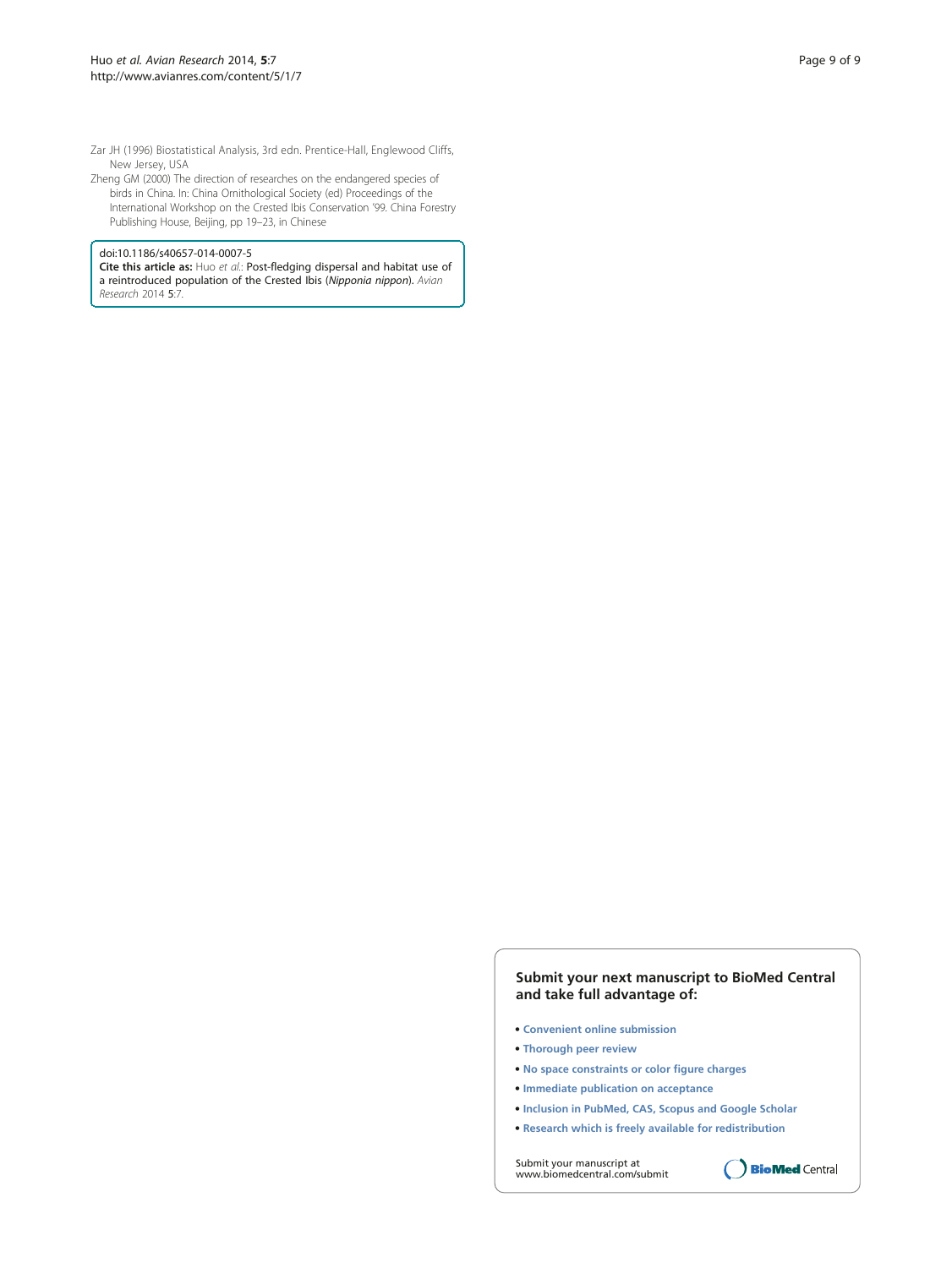Zar JH (1996) Biostatistical Analysis, 3rd edn. Prentice-Hall, Englewood Cliffs, New Jersey, USA

Zheng GM (2000) The direction of researches on the endangered species of birds in China. In: China Ornithological Society (ed) Proceedings of the International Workshop on the Crested Ibis Conservation '99. China Forestry Publishing House, Beijing, pp 19–23, in Chinese

doi:10.1186/s40657-014-0007-5

**Cite this article as:** Huo *et al.*: Post-fledging dispersal and habitat use of a reintroduced population of the Crested Ibis (*Nipponia nippon*). *Avian Research* 2014 **5**:7.

**Submit your next manuscript to BioMed Central and take full advantage of:**

- **Convenient online submission**
- **Thorough peer review**
- **No space constraints or color figure charges**
- **Immediate publication on acceptance**
- **Inclusion in PubMed, CAS, Scopus and Google Scholar**
- **Research which is freely available for redistribution**

Submit your manuscript at
www.biomedcentral.com/submit

BioMed Central